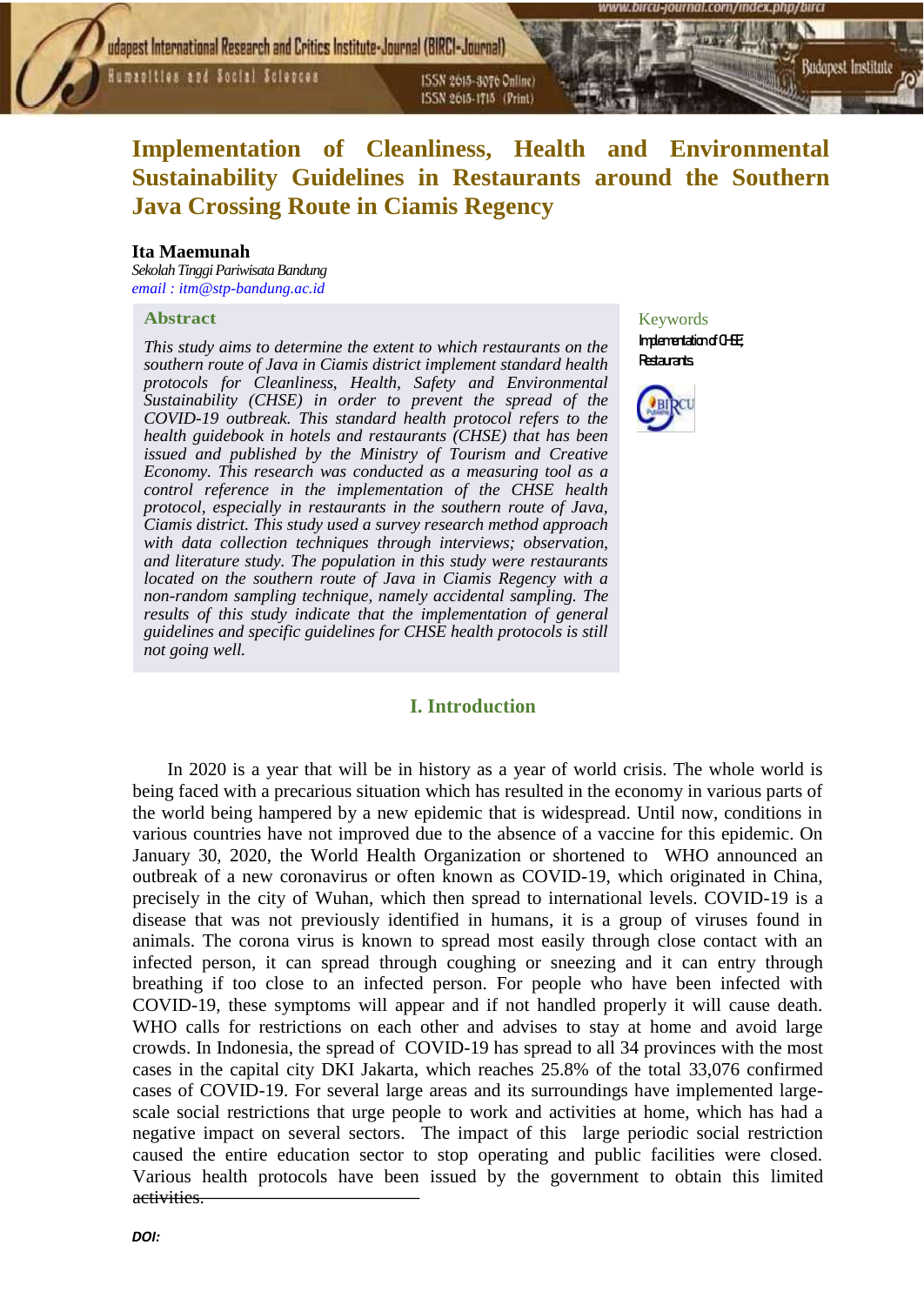# Implementation of Cleanliness, Health and Environmental Sustainability Guidelines in Restaurants around the Southern Java Crossing Route in Ciamis Regency

**Ita Maemunah**

*Sekolah Tinggi Pariwisata Bandung*

*email : itm@stp-bandung.ac.id*

## Abstract

*This study aims to determine the extent to which restaurants on the southern route of Java in Ciamis district implement standard health protocols for Cleanliness, Health, Safety and Environmental Sustainability (CHSE) in order to prevent the spread of the COVID-19 outbreak. This standard health protocol refers to the health guidebook in hotels and restaurants (CHSE) that has been issued and published by the Ministry of Tourism and Creative Economy. This research was conducted as a measuring tool as a control reference in the implementation of the CHSE health protocol, especially in restaurants in the southern route of Java, Ciamis district. This study used a survey research method approach with data collection techniques through interviews; observation, and literature study. The population in this study were restaurants located on the southern route of Java in Ciamis Regency with a non-random sampling technique, namely accidental sampling. The results of this study indicate that the implementation of general guidelines and specific guidelines for CHSE health protocols is still not going well.*

Keywords

Implementation of CHSE; Restaurants

## I. Introduction

In 2020 is a year that will be in history as a year of world crisis. The whole world is being faced with a precarious situation which has resulted in the economy in various parts of the world being hampered by a new epidemic that is widespread. Until now, conditions in various countries have not improved due to the absence of a vaccine for this epidemic. On January 30, 2020, the World Health Organization or shortened to WHO announced an outbreak of a new coronavirus or often known as COVID-19, which originated in China, precisely in the city of Wuhan, which then spread to international levels. COVID-19 is a disease that was not previously identified in humans, it is a group of viruses found in animals. The corona virus is known to spread most easily through close contact with an infected person, it can spread through coughing or sneezing and it can entry through breathing if too close to an infected person. For people who have been infected with COVID-19, these symptoms will appear and if not handled properly it will cause death. WHO calls for restrictions on each other and advises to stay at home and avoid large crowds. In Indonesia, the spread of COVID-19 has spread to all 34 provinces with the most cases in the capital city DKI Jakarta, which reaches 25.8% of the total 33,076 confirmed cases of COVID-19. For several large areas and its surroundings have implemented large-scale social restrictions that urge people to work and activities at home, which has had a negative impact on several sectors. The impact of this large periodic social restriction caused the entire education sector to stop operating and public facilities were closed. Various health protocols have been issued by the government to obtain this limited activities.

*DOI:*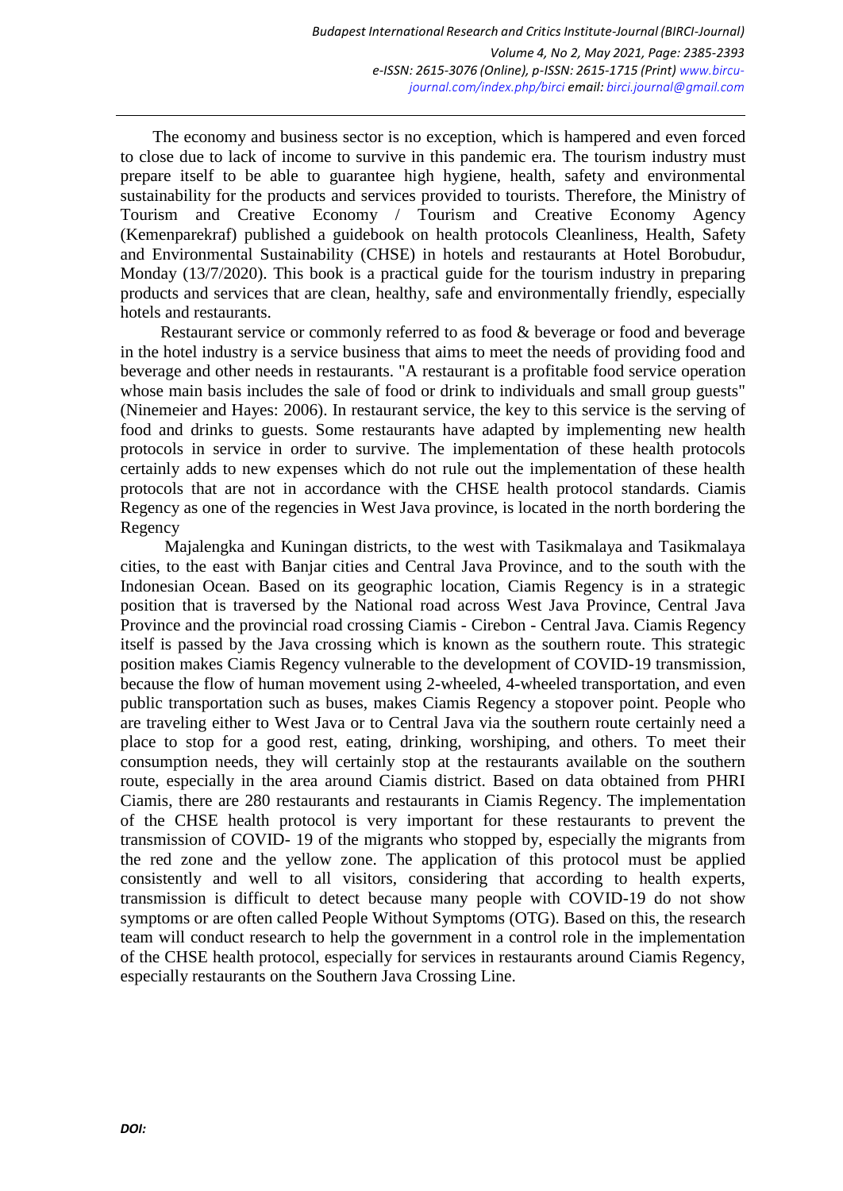The economy and business sector is no exception, which is hampered and even forced to close due to lack of income to survive in this pandemic era. The tourism industry must prepare itself to be able to guarantee high hygiene, health, safety and environmental sustainability for the products and services provided to tourists. Therefore, the Ministry of Tourism and Creative Economy / Tourism and Creative Economy Agency (Kemenparekraf) published a guidebook on health protocols Cleanliness, Health, Safety and Environmental Sustainability (CHSE) in hotels and restaurants at Hotel Borobudur, Monday (13/7/2020). This book is a practical guide for the tourism industry in preparing products and services that are clean, healthy, safe and environmentally friendly, especially hotels and restaurants.

Restaurant service or commonly referred to as food & beverage or food and beverage in the hotel industry is a service business that aims to meet the needs of providing food and beverage and other needs in restaurants. "A restaurant is a profitable food service operation whose main basis includes the sale of food or drink to individuals and small group guests" (Ninemeier and Hayes: 2006). In restaurant service, the key to this service is the serving of food and drinks to guests. Some restaurants have adapted by implementing new health protocols in service in order to survive. The implementation of these health protocols certainly adds to new expenses which do not rule out the implementation of these health protocols that are not in accordance with the CHSE health protocol standards. Ciamis Regency as one of the regencies in West Java province, is located in the north bordering the Regency

Majalengka and Kuningan districts, to the west with Tasikmalaya and Tasikmalaya cities, to the east with Banjar cities and Central Java Province, and to the south with the Indonesian Ocean. Based on its geographic location, Ciamis Regency is in a strategic position that is traversed by the National road across West Java Province, Central Java Province and the provincial road crossing Ciamis - Cirebon - Central Java. Ciamis Regency itself is passed by the Java crossing which is known as the southern route. This strategic position makes Ciamis Regency vulnerable to the development of COVID-19 transmission, because the flow of human movement using 2-wheeled, 4-wheeled transportation, and even public transportation such as buses, makes Ciamis Regency a stopover point. People who are traveling either to West Java or to Central Java via the southern route certainly need a place to stop for a good rest, eating, drinking, worshiping, and others. To meet their consumption needs, they will certainly stop at the restaurants available on the southern route, especially in the area around Ciamis district. Based on data obtained from PHRI Ciamis, there are 280 restaurants and restaurants in Ciamis Regency. The implementation of the CHSE health protocol is very important for these restaurants to prevent the transmission of COVID- 19 of the migrants who stopped by, especially the migrants from the red zone and the yellow zone. The application of this protocol must be applied consistently and well to all visitors, considering that according to health experts, transmission is difficult to detect because many people with COVID-19 do not show symptoms or are often called People Without Symptoms (OTG). Based on this, the research team will conduct research to help the government in a control role in the implementation of the CHSE health protocol, especially for services in restaurants around Ciamis Regency, especially restaurants on the Southern Java Crossing Line.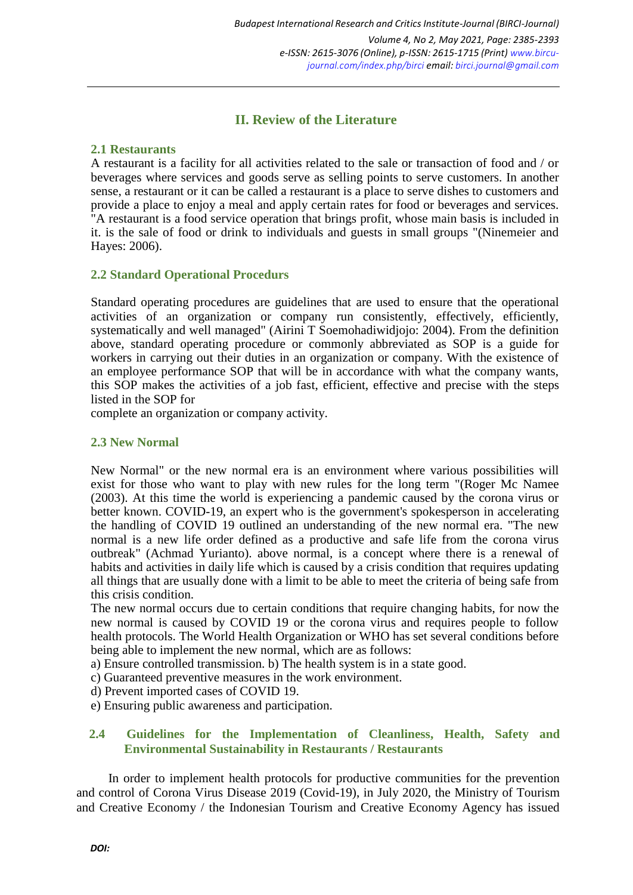## II. Review of the Literature

### 2.1 Restaurants

A restaurant is a facility for all activities related to the sale or transaction of food and / or beverages where services and goods serve as selling points to serve customers. In another sense, a restaurant or it can be called a restaurant is a place to serve dishes to customers and provide a place to enjoy a meal and apply certain rates for food or beverages and services. "A restaurant is a food service operation that brings profit, whose main basis is included in it. is the sale of food or drink to individuals and guests in small groups "(Ninemeier and Hayes: 2006).

### 2.2 Standard Operational Procedurs

Standard operating procedures are guidelines that are used to ensure that the operational activities of an organization or company run consistently, effectively, efficiently, systematically and well managed" (Airini T Soemohadiwidjojo: 2004). From the definition above, standard operating procedure or commonly abbreviated as SOP is a guide for workers in carrying out their duties in an organization or company. With the existence of an employee performance SOP that will be in accordance with what the company wants, this SOP makes the activities of a job fast, efficient, effective and precise with the steps listed in the SOP for
complete an organization or company activity.

### 2.3 New Normal

New Normal" or the new normal era is an environment where various possibilities will exist for those who want to play with new rules for the long term "(Roger Mc Namee (2003). At this time the world is experiencing a pandemic caused by the corona virus or better known. COVID-19, an expert who is the government's spokesperson in accelerating the handling of COVID 19 outlined an understanding of the new normal era. "The new normal is a new life order defined as a productive and safe life free from the corona virus outbreak" (Achmad Yurianto). above normal, is a concept where there is a renewal of habits and activities in daily life which is caused by a crisis condition that requires updating all things that are usually done with a limit to be able to meet the criteria of being safe from this crisis condition.

The new normal occurs due to certain conditions that require changing habits, for now the new normal is caused by COVID 19 or the corona virus and requires people to follow health protocols. The World Health Organization or WHO has set several conditions before being able to implement the new normal, which are as follows:

a) Ensure controlled transmission. b) The health system is in a state good.
c) Guaranteed preventive measures in the work environment.
d) Prevent imported cases of COVID 19.
e) Ensuring public awareness and participation.

### 2.4 Guidelines for the Implementation of Cleanliness, Health, Safety and Environmental Sustainability in Restaurants / Restaurants

In order to implement health protocols for productive communities for the prevention and control of Corona Virus Disease 2019 (Covid-19), in July 2020, the Ministry of Tourism and Creative Economy / the Indonesian Tourism and Creative Economy Agency has issued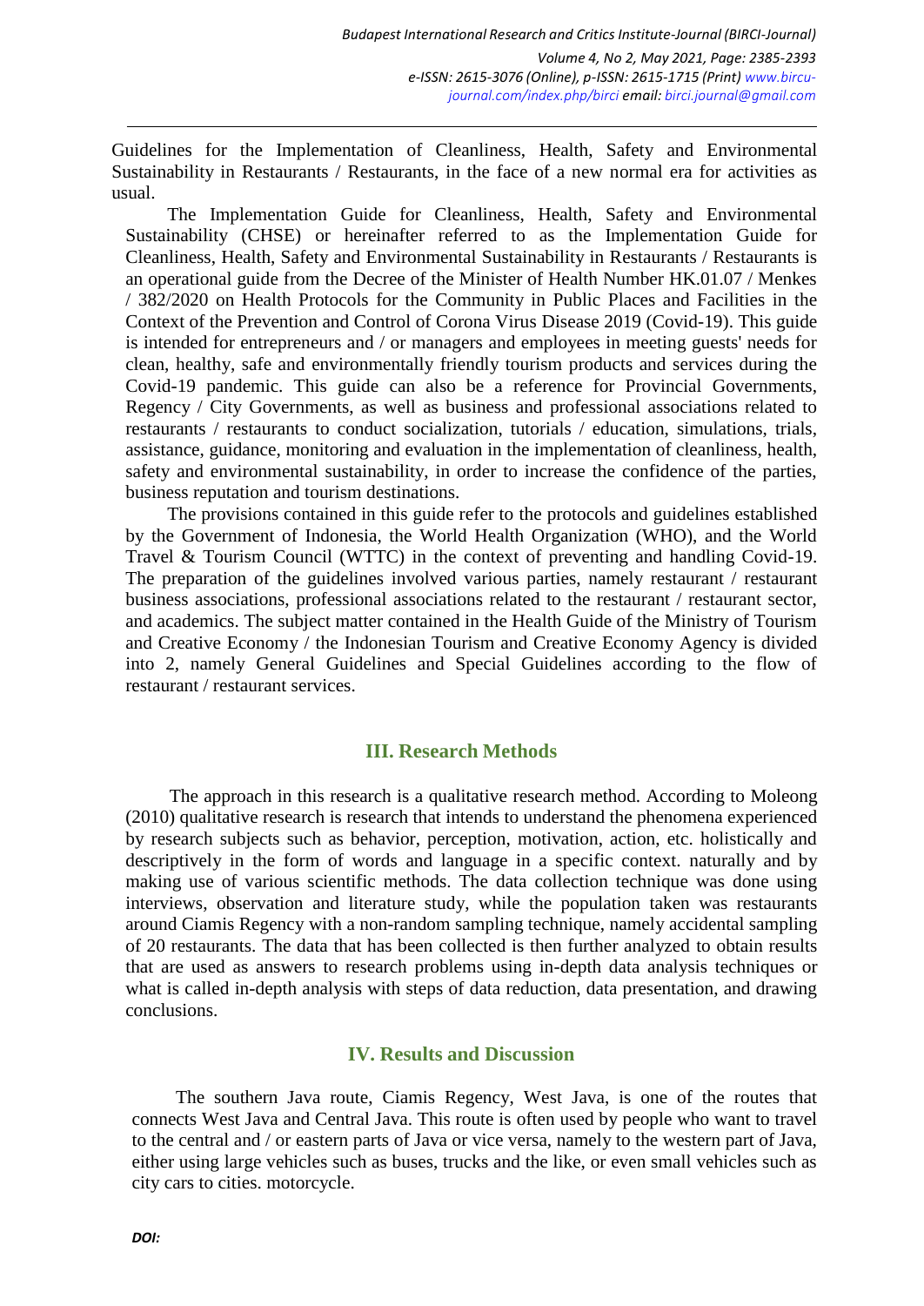Guidelines for the Implementation of Cleanliness, Health, Safety and Environmental Sustainability in Restaurants / Restaurants, in the face of a new normal era for activities as usual.

The Implementation Guide for Cleanliness, Health, Safety and Environmental Sustainability (CHSE) or hereinafter referred to as the Implementation Guide for Cleanliness, Health, Safety and Environmental Sustainability in Restaurants / Restaurants is an operational guide from the Decree of the Minister of Health Number HK.01.07 / Menkes / 382/2020 on Health Protocols for the Community in Public Places and Facilities in the Context of the Prevention and Control of Corona Virus Disease 2019 (Covid-19). This guide is intended for entrepreneurs and / or managers and employees in meeting guests' needs for clean, healthy, safe and environmentally friendly tourism products and services during the Covid-19 pandemic. This guide can also be a reference for Provincial Governments, Regency / City Governments, as well as business and professional associations related to restaurants / restaurants to conduct socialization, tutorials / education, simulations, trials, assistance, guidance, monitoring and evaluation in the implementation of cleanliness, health, safety and environmental sustainability, in order to increase the confidence of the parties, business reputation and tourism destinations.

The provisions contained in this guide refer to the protocols and guidelines established by the Government of Indonesia, the World Health Organization (WHO), and the World Travel & Tourism Council (WTTC) in the context of preventing and handling Covid-19. The preparation of the guidelines involved various parties, namely restaurant / restaurant business associations, professional associations related to the restaurant / restaurant sector, and academics. The subject matter contained in the Health Guide of the Ministry of Tourism and Creative Economy / the Indonesian Tourism and Creative Economy Agency is divided into 2, namely General Guidelines and Special Guidelines according to the flow of restaurant / restaurant services.

## III. Research Methods

The approach in this research is a qualitative research method. According to Moleong (2010) qualitative research is research that intends to understand the phenomena experienced by research subjects such as behavior, perception, motivation, action, etc. holistically and descriptively in the form of words and language in a specific context. naturally and by making use of various scientific methods. The data collection technique was done using interviews, observation and literature study, while the population taken was restaurants around Ciamis Regency with a non-random sampling technique, namely accidental sampling of 20 restaurants. The data that has been collected is then further analyzed to obtain results that are used as answers to research problems using in-depth data analysis techniques or what is called in-depth analysis with steps of data reduction, data presentation, and drawing conclusions.

## IV. Results and Discussion

The southern Java route, Ciamis Regency, West Java, is one of the routes that connects West Java and Central Java. This route is often used by people who want to travel to the central and / or eastern parts of Java or vice versa, namely to the western part of Java, either using large vehicles such as buses, trucks and the like, or even small vehicles such as city cars to cities. motorcycle.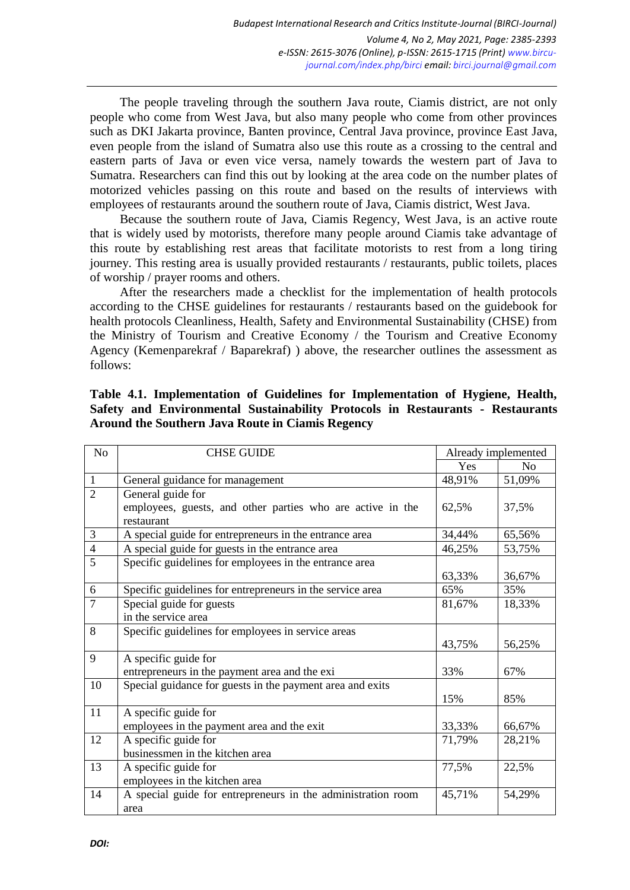The people traveling through the southern Java route, Ciamis district, are not only people who come from West Java, but also many people who come from other provinces such as DKI Jakarta province, Banten province, Central Java province, province East Java, even people from the island of Sumatra also use this route as a crossing to the central and eastern parts of Java or even vice versa, namely towards the western part of Java to Sumatra. Researchers can find this out by looking at the area code on the number plates of motorized vehicles passing on this route and based on the results of interviews with employees of restaurants around the southern route of Java, Ciamis district, West Java.

Because the southern route of Java, Ciamis Regency, West Java, is an active route that is widely used by motorists, therefore many people around Ciamis take advantage of this route by establishing rest areas that facilitate motorists to rest from a long tiring journey. This resting area is usually provided restaurants / restaurants, public toilets, places of worship / prayer rooms and others.

After the researchers made a checklist for the implementation of health protocols according to the CHSE guidelines for restaurants / restaurants based on the guidebook for health protocols Cleanliness, Health, Safety and Environmental Sustainability (CHSE) from the Ministry of Tourism and Creative Economy / the Tourism and Creative Economy Agency (Kemenparekraf / Baparekraf) ) above, the researcher outlines the assessment as follows:

**Table 4.1. Implementation of Guidelines for Implementation of Hygiene, Health, Safety and Environmental Sustainability Protocols in Restaurants - Restaurants Around the Southern Java Route in Ciamis Regency**

| No | CHSE GUIDE | Already implemented | |
|---|---|---|---|
| | | Yes | No |
| 1 | General guidance for management | 48,91% | 51,09% |
| 2 | General guide for employees, guests, and other parties who are active in the restaurant | 62,5% | 37,5% |
| 3 | A special guide for entrepreneurs in the entrance area | 34,44% | 65,56% |
| 4 | A special guide for guests in the entrance area | 46,25% | 53,75% |
| 5 | Specific guidelines for employees in the entrance area | 63,33% | 36,67% |
| 6 | Specific guidelines for entrepreneurs in the service area | 65% | 35% |
| 7 | Special guide for guests in the service area | 81,67% | 18,33% |
| 8 | Specific guidelines for employees in service areas | 43,75% | 56,25% |
| 9 | A specific guide for entrepreneurs in the payment area and the exi | 33% | 67% |
| 10 | Special guidance for guests in the payment area and exits | 15% | 85% |
| 11 | A specific guide for employees in the payment area and the exit | 33,33% | 66,67% |
| 12 | A specific guide for businessmen in the kitchen area | 71,79% | 28,21% |
| 13 | A specific guide for employees in the kitchen area | 77,5% | 22,5% |
| 14 | A special guide for entrepreneurs in the administration room area | 45,71% | 54,29% |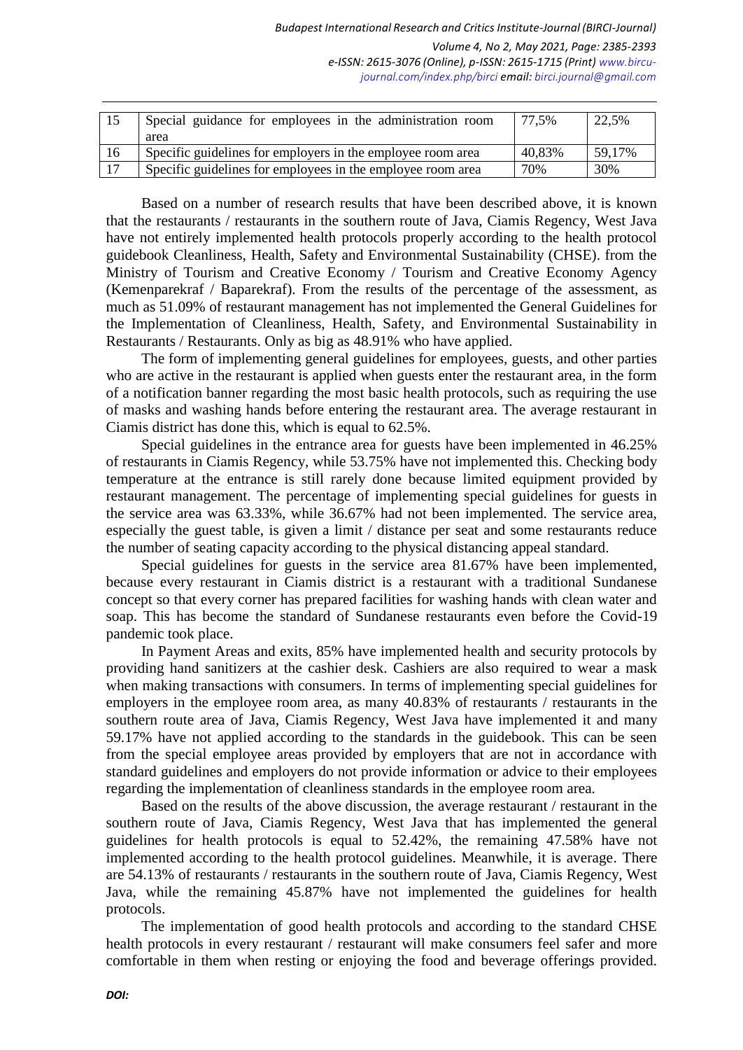| 15 | Special guidance for employees in the administration room area | 77,5% | 22,5% |
|---|---|---|---|
| 16 | Specific guidelines for employers in the employee room area | 40,83% | 59,17% |
| 17 | Specific guidelines for employees in the employee room area | 70% | 30% |

Based on a number of research results that have been described above, it is known that the restaurants / restaurants in the southern route of Java, Ciamis Regency, West Java have not entirely implemented health protocols properly according to the health protocol guidebook Cleanliness, Health, Safety and Environmental Sustainability (CHSE). from the Ministry of Tourism and Creative Economy / Tourism and Creative Economy Agency (Kemenparekraf / Baparekraf). From the results of the percentage of the assessment, as much as 51.09% of restaurant management has not implemented the General Guidelines for the Implementation of Cleanliness, Health, Safety, and Environmental Sustainability in Restaurants / Restaurants. Only as big as 48.91% who have applied.

The form of implementing general guidelines for employees, guests, and other parties who are active in the restaurant is applied when guests enter the restaurant area, in the form of a notification banner regarding the most basic health protocols, such as requiring the use of masks and washing hands before entering the restaurant area. The average restaurant in Ciamis district has done this, which is equal to 62.5%.

Special guidelines in the entrance area for guests have been implemented in 46.25% of restaurants in Ciamis Regency, while 53.75% have not implemented this. Checking body temperature at the entrance is still rarely done because limited equipment provided by restaurant management. The percentage of implementing special guidelines for guests in the service area was 63.33%, while 36.67% had not been implemented. The service area, especially the guest table, is given a limit / distance per seat and some restaurants reduce the number of seating capacity according to the physical distancing appeal standard.

Special guidelines for guests in the service area 81.67% have been implemented, because every restaurant in Ciamis district is a restaurant with a traditional Sundanese concept so that every corner has prepared facilities for washing hands with clean water and soap. This has become the standard of Sundanese restaurants even before the Covid-19 pandemic took place.

In Payment Areas and exits, 85% have implemented health and security protocols by providing hand sanitizers at the cashier desk. Cashiers are also required to wear a mask when making transactions with consumers. In terms of implementing special guidelines for employers in the employee room area, as many 40.83% of restaurants / restaurants in the southern route area of Java, Ciamis Regency, West Java have implemented it and many 59.17% have not applied according to the standards in the guidebook. This can be seen from the special employee areas provided by employers that are not in accordance with standard guidelines and employers do not provide information or advice to their employees regarding the implementation of cleanliness standards in the employee room area.

Based on the results of the above discussion, the average restaurant / restaurant in the southern route of Java, Ciamis Regency, West Java that has implemented the general guidelines for health protocols is equal to 52.42%, the remaining 47.58% have not implemented according to the health protocol guidelines. Meanwhile, it is average. There are 54.13% of restaurants / restaurants in the southern route of Java, Ciamis Regency, West Java, while the remaining 45.87% have not implemented the guidelines for health protocols.

The implementation of good health protocols and according to the standard CHSE health protocols in every restaurant / restaurant will make consumers feel safer and more comfortable in them when resting or enjoying the food and beverage offerings provided.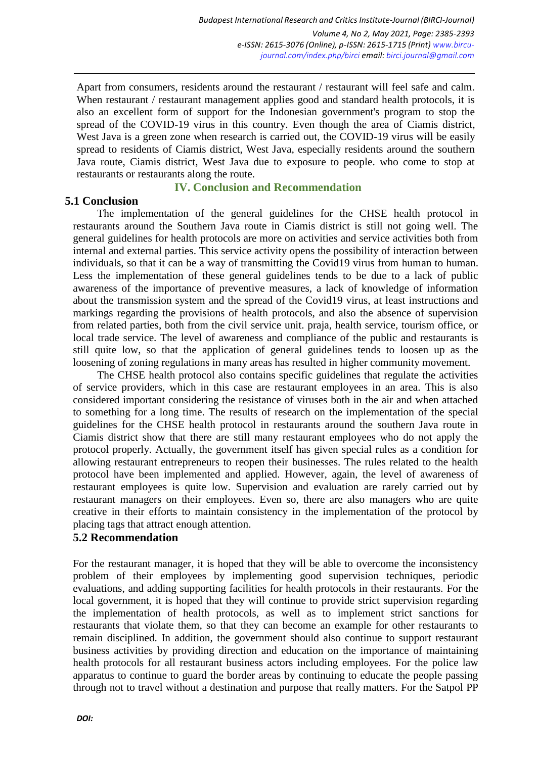Apart from consumers, residents around the restaurant / restaurant will feel safe and calm. When restaurant / restaurant management applies good and standard health protocols, it is also an excellent form of support for the Indonesian government's program to stop the spread of the COVID-19 virus in this country. Even though the area of Ciamis district, West Java is a green zone when research is carried out, the COVID-19 virus will be easily spread to residents of Ciamis district, West Java, especially residents around the southern Java route, Ciamis district, West Java due to exposure to people. who come to stop at restaurants or restaurants along the route.

## IV. Conclusion and Recommendation

### 5.1 Conclusion

The implementation of the general guidelines for the CHSE health protocol in restaurants around the Southern Java route in Ciamis district is still not going well. The general guidelines for health protocols are more on activities and service activities both from internal and external parties. This service activity opens the possibility of interaction between individuals, so that it can be a way of transmitting the Covid19 virus from human to human. Less the implementation of these general guidelines tends to be due to a lack of public awareness of the importance of preventive measures, a lack of knowledge of information about the transmission system and the spread of the Covid19 virus, at least instructions and markings regarding the provisions of health protocols, and also the absence of supervision from related parties, both from the civil service unit. praja, health service, tourism office, or local trade service. The level of awareness and compliance of the public and restaurants is still quite low, so that the application of general guidelines tends to loosen up as the loosening of zoning regulations in many areas has resulted in higher community movement.

The CHSE health protocol also contains specific guidelines that regulate the activities of service providers, which in this case are restaurant employees in an area. This is also considered important considering the resistance of viruses both in the air and when attached to something for a long time. The results of research on the implementation of the special guidelines for the CHSE health protocol in restaurants around the southern Java route in Ciamis district show that there are still many restaurant employees who do not apply the protocol properly. Actually, the government itself has given special rules as a condition for allowing restaurant entrepreneurs to reopen their businesses. The rules related to the health protocol have been implemented and applied. However, again, the level of awareness of restaurant employees is quite low. Supervision and evaluation are rarely carried out by restaurant managers on their employees. Even so, there are also managers who are quite creative in their efforts to maintain consistency in the implementation of the protocol by placing tags that attract enough attention.

### 5.2 Recommendation

For the restaurant manager, it is hoped that they will be able to overcome the inconsistency problem of their employees by implementing good supervision techniques, periodic evaluations, and adding supporting facilities for health protocols in their restaurants. For the local government, it is hoped that they will continue to provide strict supervision regarding the implementation of health protocols, as well as to implement strict sanctions for restaurants that violate them, so that they can become an example for other restaurants to remain disciplined. In addition, the government should also continue to support restaurant business activities by providing direction and education on the importance of maintaining health protocols for all restaurant business actors including employees. For the police law apparatus to continue to guard the border areas by continuing to educate the people passing through not to travel without a destination and purpose that really matters. For the Satpol PP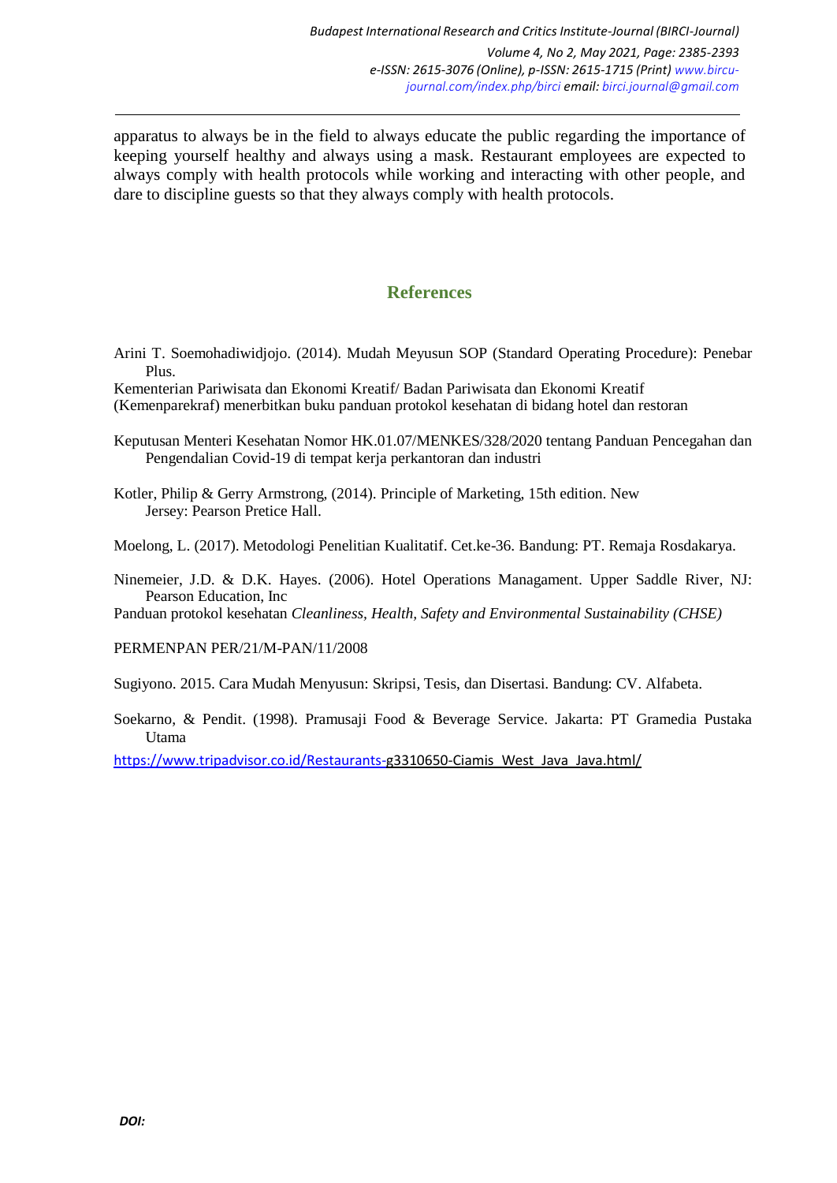apparatus to always be in the field to always educate the public regarding the importance of keeping yourself healthy and always using a mask. Restaurant employees are expected to always comply with health protocols while working and interacting with other people, and dare to discipline guests so that they always comply with health protocols.

## References

Arini T. Soemohadiwidjojo. (2014). Mudah Meyusun SOP (Standard Operating Procedure): Penebar Plus.

Kementerian Pariwisata dan Ekonomi Kreatif/ Badan Pariwisata dan Ekonomi Kreatif (Kemenparekraf) menerbitkan buku panduan protokol kesehatan di bidang hotel dan restoran

Keputusan Menteri Kesehatan Nomor HK.01.07/MENKES/328/2020 tentang Panduan Pencegahan dan Pengendalian Covid-19 di tempat kerja perkantoran dan industri

Kotler, Philip & Gerry Armstrong, (2014). Principle of Marketing, 15th edition. New Jersey: Pearson Pretice Hall.

Moelong, L. (2017). Metodologi Penelitian Kualitatif. Cet.ke-36. Bandung: PT. Remaja Rosdakarya.

Ninemeier, J.D. & D.K. Hayes. (2006). Hotel Operations Managament. Upper Saddle River, NJ: Pearson Education, Inc

Panduan protokol kesehatan *Cleanliness, Health, Safety and Environmental Sustainability (CHSE)*

PERMENPAN PER/21/M-PAN/11/2008

Sugiyono. 2015. Cara Mudah Menyusun: Skripsi, Tesis, dan Disertasi. Bandung: CV. Alfabeta.

Soekarno, & Pendit. (1998). Pramusaji Food & Beverage Service. Jakarta: PT Gramedia Pustaka Utama

https://www.tripadvisor.co.id/Restaurants-g3310650-Ciamis_West_Java_Java.html/